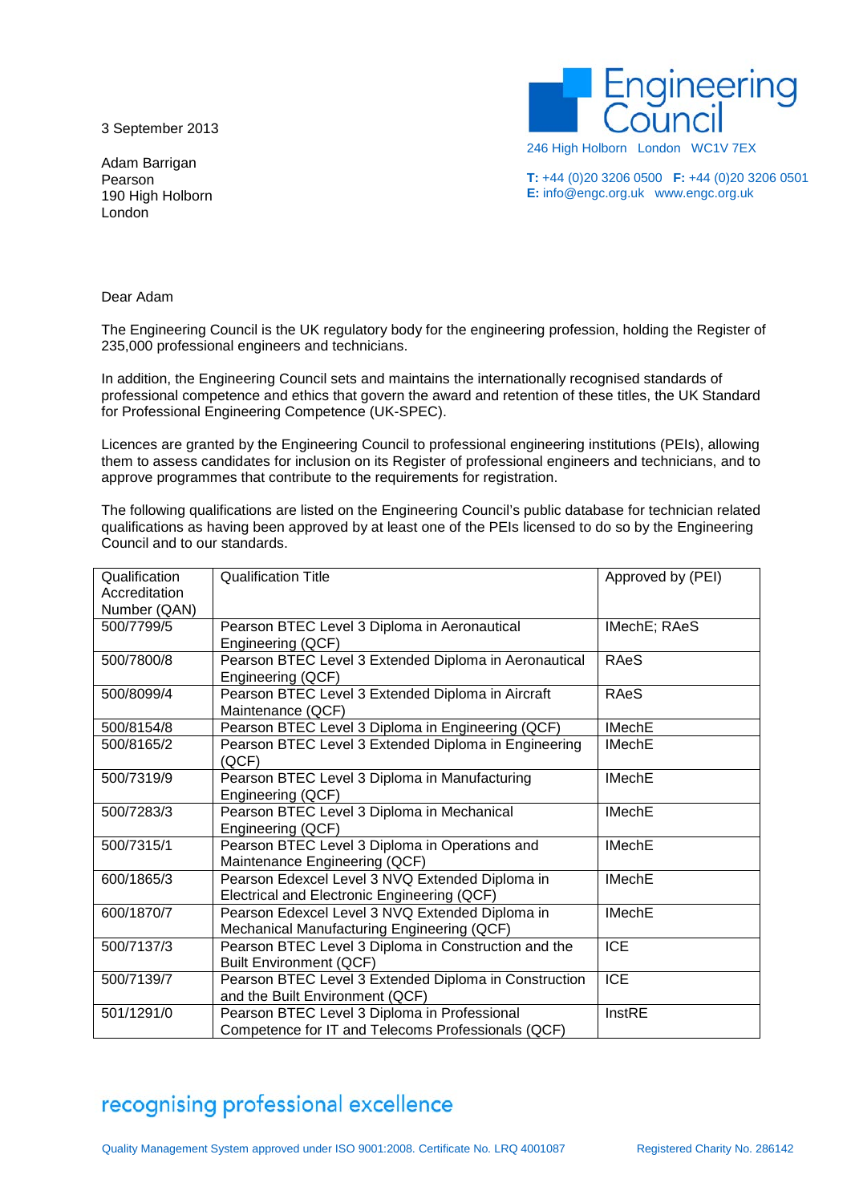Engineering Council

246 High Holborn London WC1V 7EX

**T:** +44 (0)20 3206 0500 **F:** +44 (0)20 3206 0501
**E:** info@engc.org.uk www.engc.org.uk

3 September 2013

Adam Barrigan
Pearson
190 High Holborn
London

Dear Adam

The Engineering Council is the UK regulatory body for the engineering profession, holding the Register of 235,000 professional engineers and technicians.

In addition, the Engineering Council sets and maintains the internationally recognised standards of professional competence and ethics that govern the award and retention of these titles, the UK Standard for Professional Engineering Competence (UK-SPEC).

Licences are granted by the Engineering Council to professional engineering institutions (PEIs), allowing them to assess candidates for inclusion on its Register of professional engineers and technicians, and to approve programmes that contribute to the requirements for registration.

The following qualifications are listed on the Engineering Council's public database for technician related qualifications as having been approved by at least one of the PEIs licensed to do so by the Engineering Council and to our standards.

| Qualification Accreditation Number (QAN) | Qualification Title | Approved by (PEI) |
|---|---|---|
| 500/7799/5 | Pearson BTEC Level 3 Diploma in Aeronautical Engineering (QCF) | IMechE; RAeS |
| 500/7800/8 | Pearson BTEC Level 3 Extended Diploma in Aeronautical Engineering (QCF) | RAeS |
| 500/8099/4 | Pearson BTEC Level 3 Extended Diploma in Aircraft Maintenance (QCF) | RAeS |
| 500/8154/8 | Pearson BTEC Level 3 Diploma in Engineering (QCF) | IMechE |
| 500/8165/2 | Pearson BTEC Level 3 Extended Diploma in Engineering (QCF) | IMechE |
| 500/7319/9 | Pearson BTEC Level 3 Diploma in Manufacturing Engineering (QCF) | IMechE |
| 500/7283/3 | Pearson BTEC Level 3 Diploma in Mechanical Engineering (QCF) | IMechE |
| 500/7315/1 | Pearson BTEC Level 3 Diploma in Operations and Maintenance Engineering (QCF) | IMechE |
| 600/1865/3 | Pearson Edexcel Level 3 NVQ Extended Diploma in Electrical and Electronic Engineering (QCF) | IMechE |
| 600/1870/7 | Pearson Edexcel Level 3 NVQ Extended Diploma in Mechanical Manufacturing Engineering (QCF) | IMechE |
| 500/7137/3 | Pearson BTEC Level 3 Diploma in Construction and the Built Environment (QCF) | ICE |
| 500/7139/7 | Pearson BTEC Level 3 Extended Diploma in Construction and the Built Environment (QCF) | ICE |
| 501/1291/0 | Pearson BTEC Level 3 Diploma in Professional Competence for IT and Telecoms Professionals (QCF) | InstRE |

recognising professional excellence

Quality Management System approved under ISO 9001:2008. Certificate No. LRQ 4001087 Registered Charity No. 286142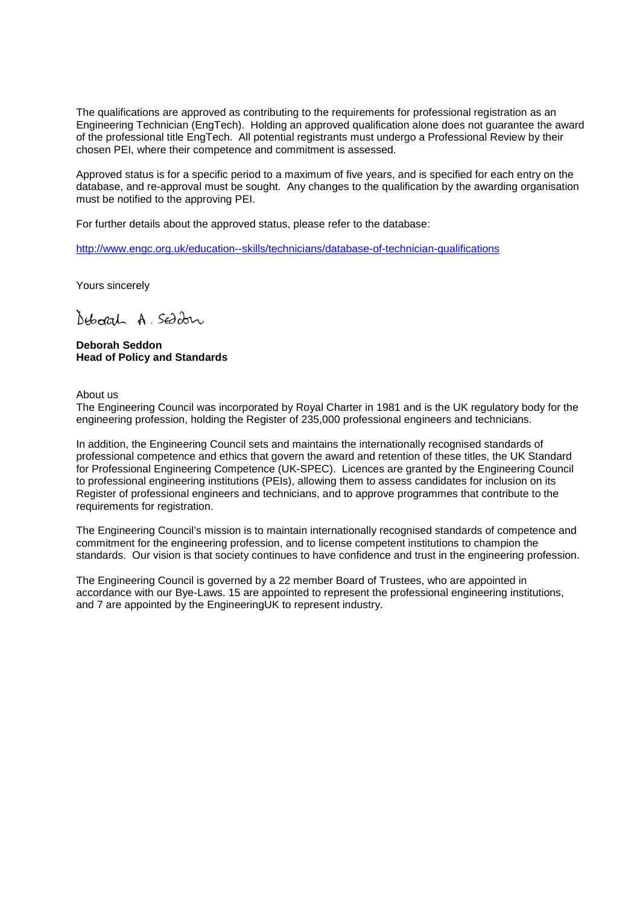The qualifications are approved as contributing to the requirements for professional registration as an Engineering Technician (EngTech). Holding an approved qualification alone does not guarantee the award of the professional title EngTech. All potential registrants must undergo a Professional Review by their chosen PEI, where their competence and commitment is assessed.

Approved status is for a specific period to a maximum of five years, and is specified for each entry on the database, and re-approval must be sought. Any changes to the qualification by the awarding organisation must be notified to the approving PEI.

For further details about the approved status, please refer to the database:

http://www.engc.org.uk/education--skills/technicians/database-of-technician-qualifications

Yours sincerely

Deborah A. Seddon

**Deborah Seddon**
**Head of Policy and Standards**

About us
The Engineering Council was incorporated by Royal Charter in 1981 and is the UK regulatory body for the engineering profession, holding the Register of 235,000 professional engineers and technicians.

In addition, the Engineering Council sets and maintains the internationally recognised standards of professional competence and ethics that govern the award and retention of these titles, the UK Standard for Professional Engineering Competence (UK-SPEC). Licences are granted by the Engineering Council to professional engineering institutions (PEIs), allowing them to assess candidates for inclusion on its Register of professional engineers and technicians, and to approve programmes that contribute to the requirements for registration.

The Engineering Council's mission is to maintain internationally recognised standards of competence and commitment for the engineering profession, and to license competent institutions to champion the standards. Our vision is that society continues to have confidence and trust in the engineering profession.

The Engineering Council is governed by a 22 member Board of Trustees, who are appointed in accordance with our Bye-Laws. 15 are appointed to represent the professional engineering institutions, and 7 are appointed by the EngineeringUK to represent industry.